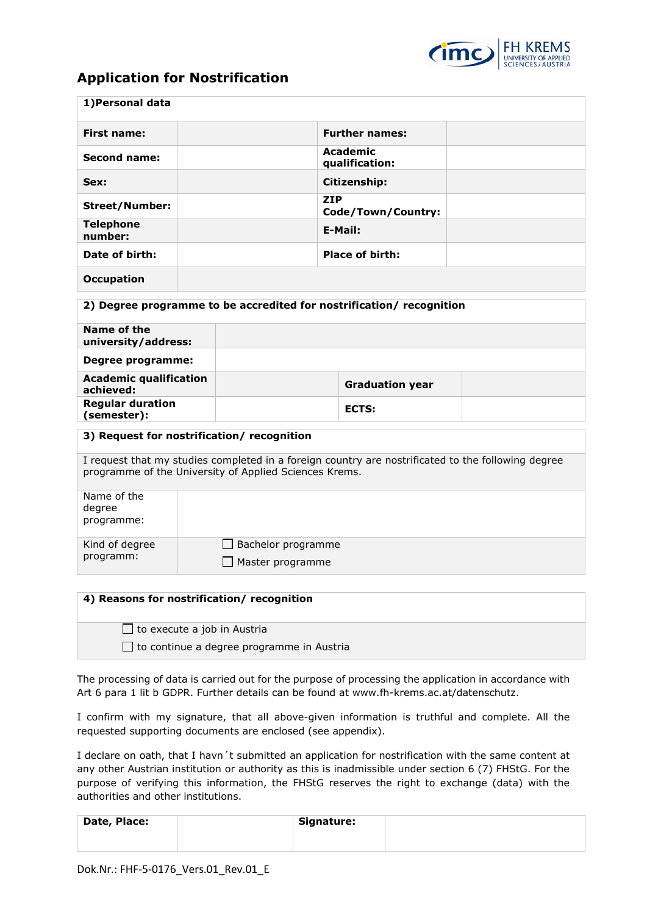# Application for Nostrification

| 1)Personal data | | | |
|---|---|---|---|
| **First name:** | | **Further names:** | |
| **Second name:** | | **Academic qualification:** | |
| **Sex:** | | **Citizenship:** | |
| **Street/Number:** | | **ZIP Code/Town/Country:** | |
| **Telephone number:** | | **E-Mail:** | |
| **Date of birth:** | | **Place of birth:** | |
| **Occupation** | | | |

| 2) Degree programme to be accredited for nostrification/ recognition | | | |
|---|---|---|---|
| **Name of the university/address:** | | | |
| **Degree programme:** | | | |
| **Academic qualification achieved:** | | **Graduation year** | |
| **Regular duration (semester):** | | **ECTS:** | |

| 3) Request for nostrification/ recognition | |
|---|---|
| I request that my studies completed in a foreign country are nostrificated to the following degree programme of the University of Applied Sciences Krems. | |
| Name of the degree programme: | |
| Kind of degree programm: | ☐ Bachelor programme<br>☐ Master programme |

| 4) Reasons for nostrification/ recognition |
|---|
| ☐ to execute a job in Austria<br>☐ to continue a degree programme in Austria |

The processing of data is carried out for the purpose of processing the application in accordance with Art 6 para 1 lit b GDPR. Further details can be found at www.fh-krems.ac.at/datenschutz.

I confirm with my signature, that all above-given information is truthful and complete. All the requested supporting documents are enclosed (see appendix).

I declare on oath, that I havn´t submitted an application for nostrification with the same content at any other Austrian institution or authority as this is inadmissible under section 6 (7) FHStG. For the purpose of verifying this information, the FHStG reserves the right to exchange (data) with the authorities and other institutions.

| **Date, Place:** | | **Signature:** | |
|---|---|---|---|

Dok.Nr.: FHF-5-0176_Vers.01_Rev.01_E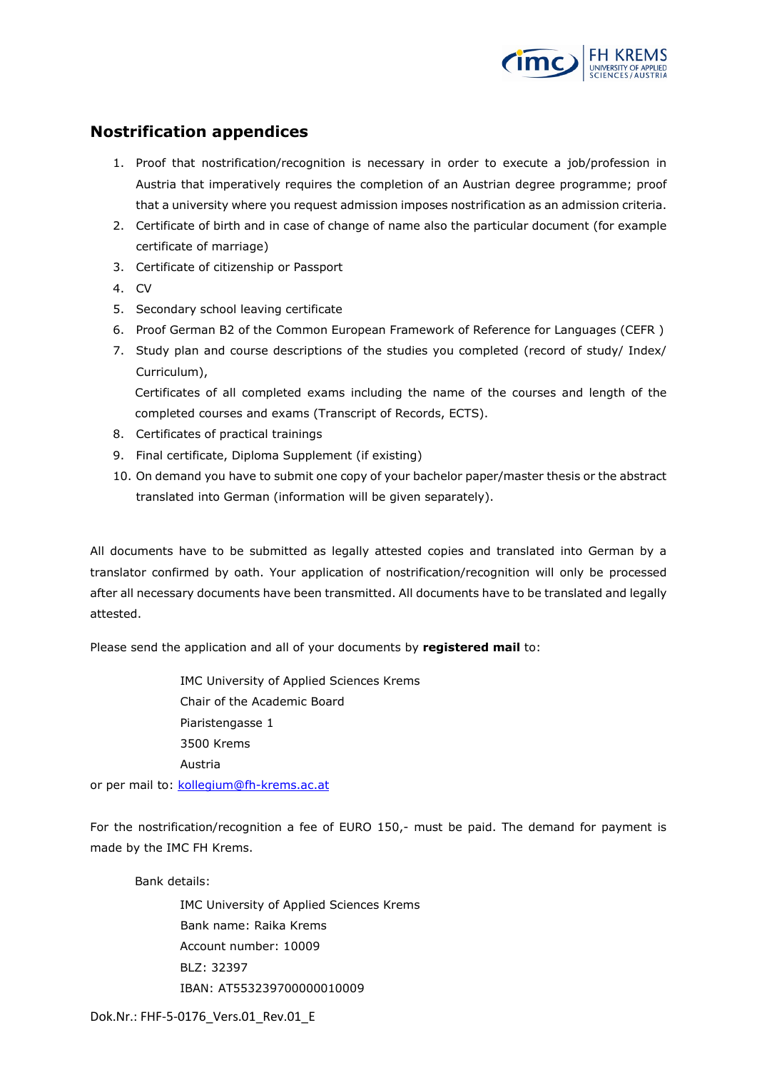## Nostrification appendices

1. Proof that nostrification/recognition is necessary in order to execute a job/profession in Austria that imperatively requires the completion of an Austrian degree programme; proof that a university where you request admission imposes nostrification as an admission criteria.
2. Certificate of birth and in case of change of name also the particular document (for example certificate of marriage)
3. Certificate of citizenship or Passport
4. CV
5. Secondary school leaving certificate
6. Proof German B2 of the Common European Framework of Reference for Languages (CEFR )
7. Study plan and course descriptions of the studies you completed (record of study/ Index/ Curriculum),

   Certificates of all completed exams including the name of the courses and length of the completed courses and exams (Transcript of Records, ECTS).
8. Certificates of practical trainings
9. Final certificate, Diploma Supplement (if existing)
10. On demand you have to submit one copy of your bachelor paper/master thesis or the abstract translated into German (information will be given separately).

All documents have to be submitted as legally attested copies and translated into German by a translator confirmed by oath. Your application of nostrification/recognition will only be processed after all necessary documents have been transmitted. All documents have to be translated and legally attested.

Please send the application and all of your documents by **registered mail** to:

IMC University of Applied Sciences Krems
Chair of the Academic Board
Piaristengasse 1
3500 Krems
Austria

or per mail to: kollegium@fh-krems.ac.at

For the nostrification/recognition a fee of EURO 150,- must be paid. The demand for payment is made by the IMC FH Krems.

Bank details:

IMC University of Applied Sciences Krems
Bank name: Raika Krems
Account number: 10009
BLZ: 32397
IBAN: AT553239700000010009

Dok.Nr.: FHF-5-0176_Vers.01_Rev.01_E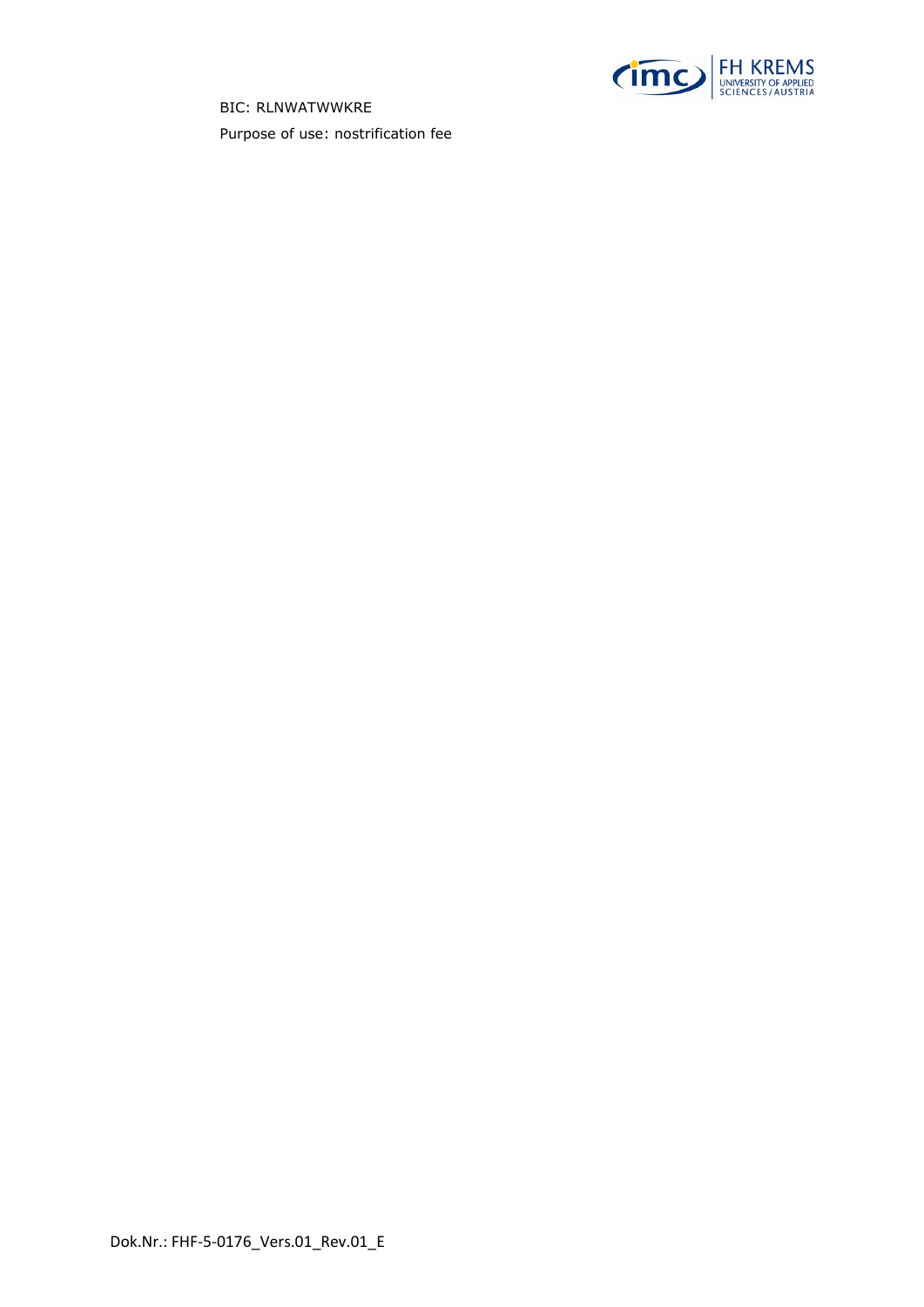BIC: RLNWATWWKRE

Purpose of use: nostrification fee

Dok.Nr.: FHF-5-0176_Vers.01_Rev.01_E